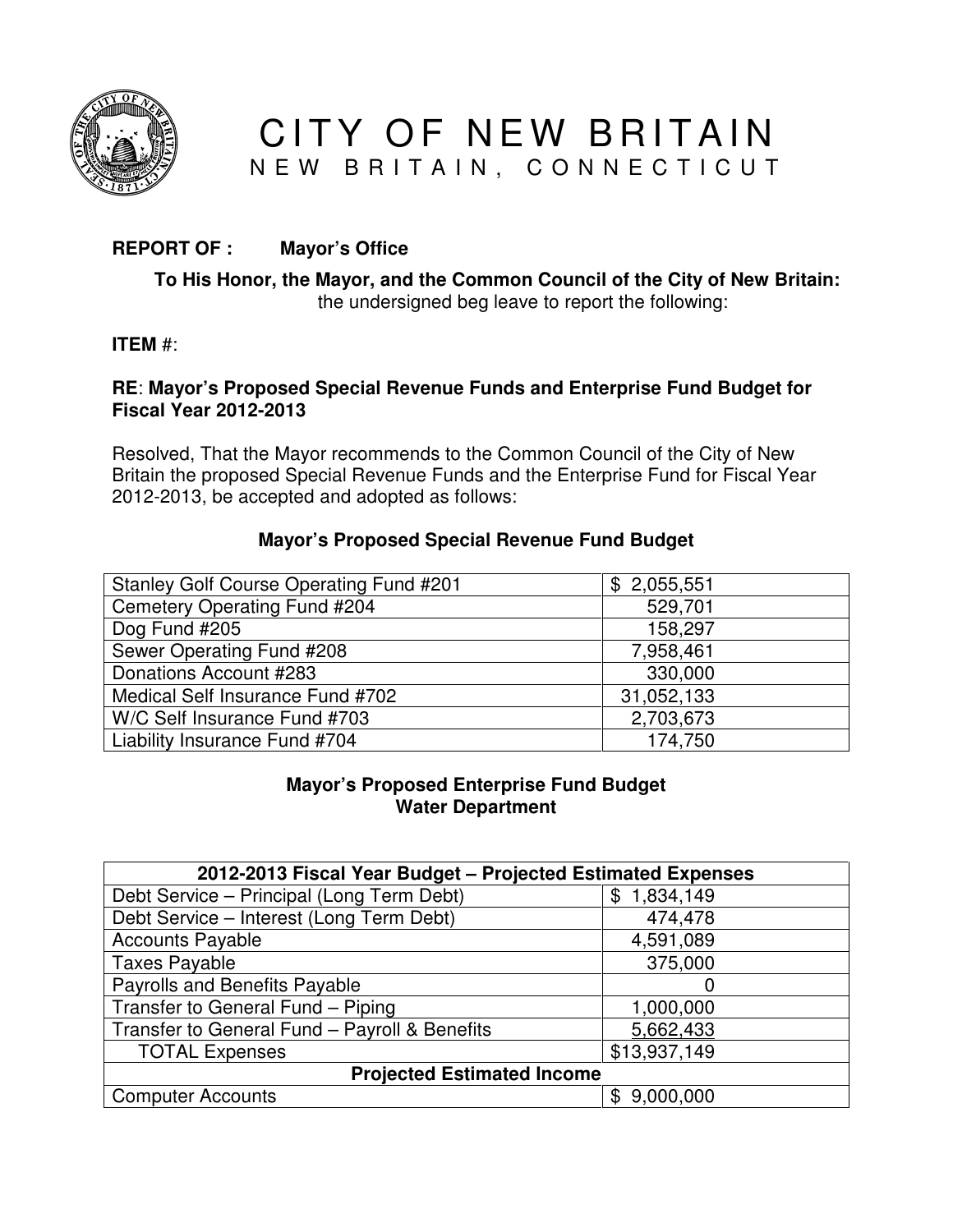# CITY OF NEW BRITAIN
## NEW BRITAIN, CONNECTICUT

**REPORT OF :** **Mayor's Office**

**To His Honor, the Mayor, and the Common Council of the City of New Britain:**
the undersigned beg leave to report the following:

**ITEM #**:

**RE**: **Mayor's Proposed Special Revenue Funds and Enterprise Fund Budget for Fiscal Year 2012-2013**

Resolved, That the Mayor recommends to the Common Council of the City of New Britain the proposed Special Revenue Funds and the Enterprise Fund for Fiscal Year 2012-2013, be accepted and adopted as follows:

### Mayor's Proposed Special Revenue Fund Budget

| Fund | Amount |
|---|---|
| Stanley Golf Course Operating Fund #201 | $ 2,055,551 |
| Cemetery Operating Fund #204 | 529,701 |
| Dog Fund #205 | 158,297 |
| Sewer Operating Fund #208 | 7,958,461 |
| Donations Account #283 | 330,000 |
| Medical Self Insurance Fund #702 | 31,052,133 |
| W/C Self Insurance Fund #703 | 2,703,673 |
| Liability Insurance Fund #704 | 174,750 |

### Mayor's Proposed Enterprise Fund Budget
### Water Department

| **2012-2013 Fiscal Year Budget – Projected Estimated Expenses** | |
|---|---|
| Debt Service – Principal (Long Term Debt) | $ 1,834,149 |
| Debt Service – Interest (Long Term Debt) | 474,478 |
| Accounts Payable | 4,591,089 |
| Taxes Payable | 375,000 |
| Payrolls and Benefits Payable | 0 |
| Transfer to General Fund – Piping | 1,000,000 |
| Transfer to General Fund – Payroll & Benefits | 5,662,433 |
| TOTAL Expenses | $13,937,149 |
| **Projected Estimated Income** | |
| Computer Accounts | $ 9,000,000 |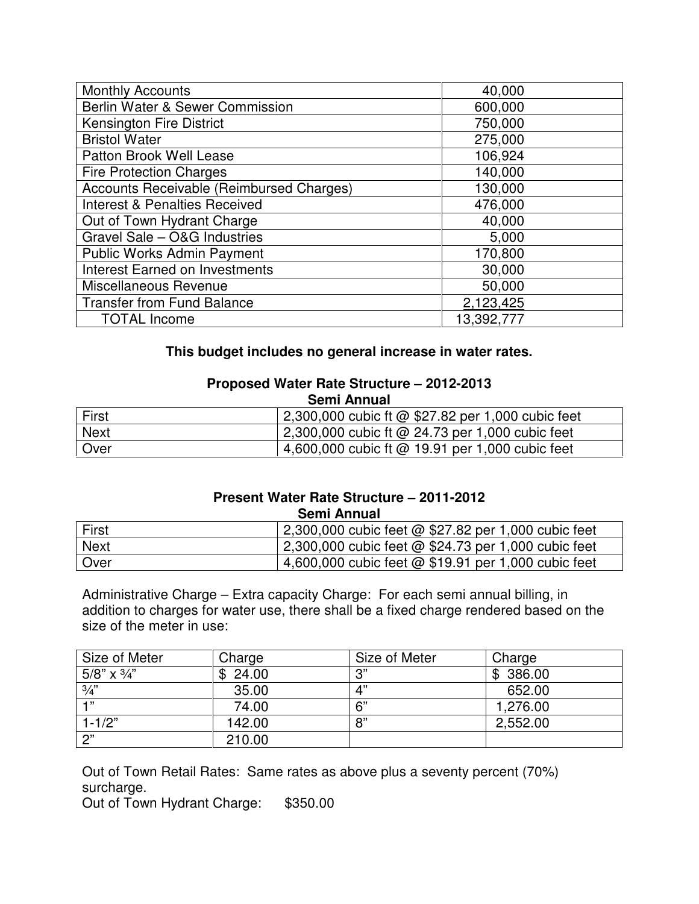| | |
|---|---|
| Monthly Accounts | 40,000 |
| Berlin Water & Sewer Commission | 600,000 |
| Kensington Fire District | 750,000 |
| Bristol Water | 275,000 |
| Patton Brook Well Lease | 106,924 |
| Fire Protection Charges | 140,000 |
| Accounts Receivable (Reimbursed Charges) | 130,000 |
| Interest & Penalties Received | 476,000 |
| Out of Town Hydrant Charge | 40,000 |
| Gravel Sale – O&G Industries | 5,000 |
| Public Works Admin Payment | 170,800 |
| Interest Earned on Investments | 30,000 |
| Miscellaneous Revenue | 50,000 |
| Transfer from Fund Balance | 2,123,425 |
| TOTAL Income | 13,392,777 |

**This budget includes no general increase in water rates.**

**Proposed Water Rate Structure – 2012-2013**
**Semi Annual**

| | |
|---|---|
| First | 2,300,000 cubic ft @ $27.82 per 1,000 cubic feet |
| Next | 2,300,000 cubic ft @ 24.73 per 1,000 cubic feet |
| Over | 4,600,000 cubic ft @ 19.91 per 1,000 cubic feet |

**Present Water Rate Structure – 2011-2012**
**Semi Annual**

| | |
|---|---|
| First | 2,300,000 cubic feet @ $27.82 per 1,000 cubic feet |
| Next | 2,300,000 cubic feet @ $24.73 per 1,000 cubic feet |
| Over | 4,600,000 cubic feet @ $19.91 per 1,000 cubic feet |

Administrative Charge – Extra capacity Charge: For each semi annual billing, in addition to charges for water use, there shall be a fixed charge rendered based on the size of the meter in use:

| Size of Meter | Charge | Size of Meter | Charge |
|---|---|---|---|
| 5/8" x ¾" | $ 24.00 | 3" | $ 386.00 |
| ¾" | 35.00 | 4" | 652.00 |
| 1" | 74.00 | 6" | 1,276.00 |
| 1-1/2" | 142.00 | 8" | 2,552.00 |
| 2" | 210.00 | | |

Out of Town Retail Rates: Same rates as above plus a seventy percent (70%) surcharge.
Out of Town Hydrant Charge: $350.00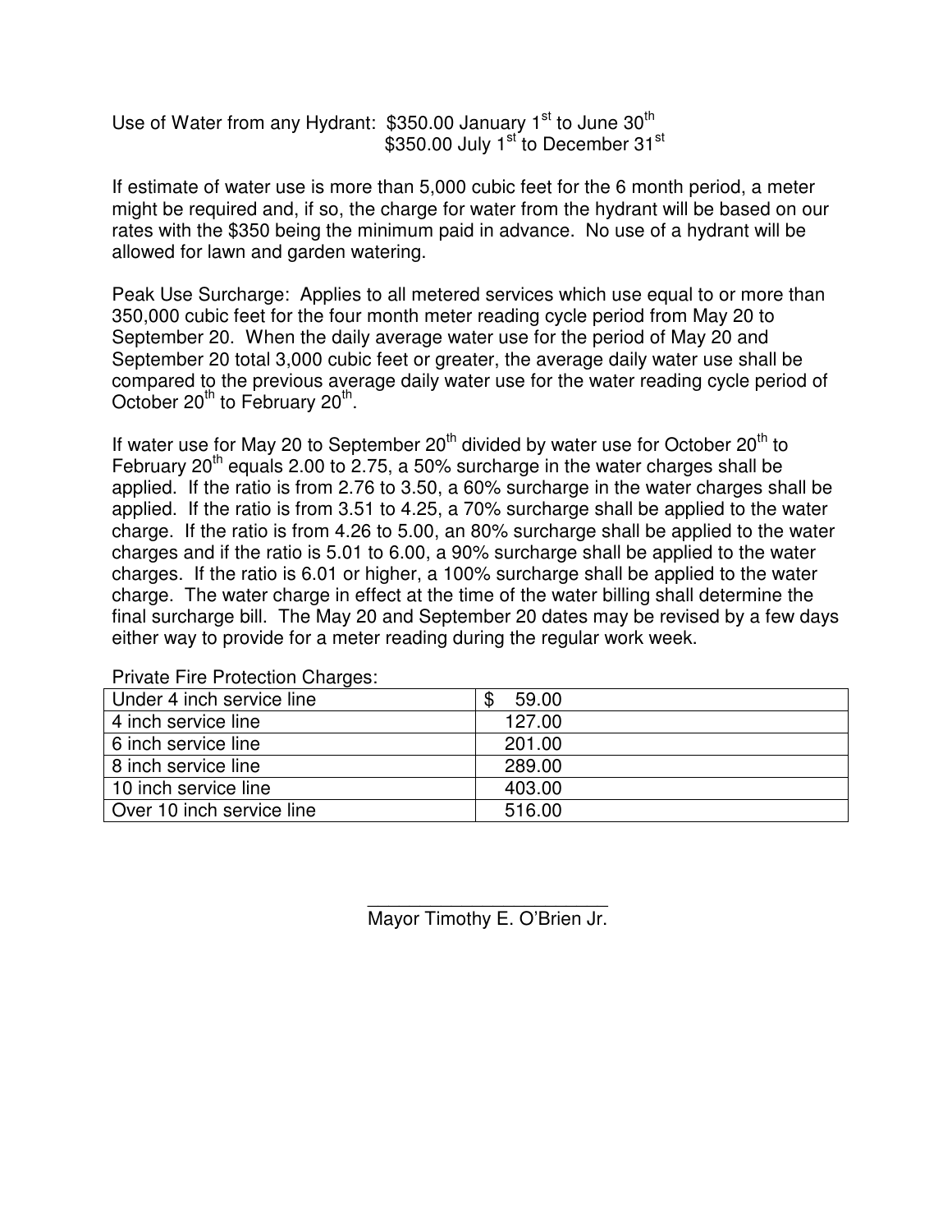Use of Water from any Hydrant: $350.00 January 1st to June 30th
$350.00 July 1st to December 31st

If estimate of water use is more than 5,000 cubic feet for the 6 month period, a meter might be required and, if so, the charge for water from the hydrant will be based on our rates with the $350 being the minimum paid in advance. No use of a hydrant will be allowed for lawn and garden watering.

Peak Use Surcharge: Applies to all metered services which use equal to or more than 350,000 cubic feet for the four month meter reading cycle period from May 20 to September 20. When the daily average water use for the period of May 20 and September 20 total 3,000 cubic feet or greater, the average daily water use shall be compared to the previous average daily water use for the water reading cycle period of October 20th to February 20th.

If water use for May 20 to September 20th divided by water use for October 20th to February 20th equals 2.00 to 2.75, a 50% surcharge in the water charges shall be applied. If the ratio is from 2.76 to 3.50, a 60% surcharge in the water charges shall be applied. If the ratio is from 3.51 to 4.25, a 70% surcharge shall be applied to the water charge. If the ratio is from 4.26 to 5.00, an 80% surcharge shall be applied to the water charges and if the ratio is 5.01 to 6.00, a 90% surcharge shall be applied to the water charges. If the ratio is 6.01 or higher, a 100% surcharge shall be applied to the water charge. The water charge in effect at the time of the water billing shall determine the final surcharge bill. The May 20 and September 20 dates may be revised by a few days either way to provide for a meter reading during the regular work week.

Private Fire Protection Charges:

| | |
|---|---|
| Under 4 inch service line | $ 59.00 |
| 4 inch service line | 127.00 |
| 6 inch service line | 201.00 |
| 8 inch service line | 289.00 |
| 10 inch service line | 403.00 |
| Over 10 inch service line | 516.00 |

\_\_\_\_\_\_\_\_\_\_\_\_\_\_\_\_\_\_\_\_\_\_\_\_\_\_
Mayor Timothy E. O'Brien Jr.